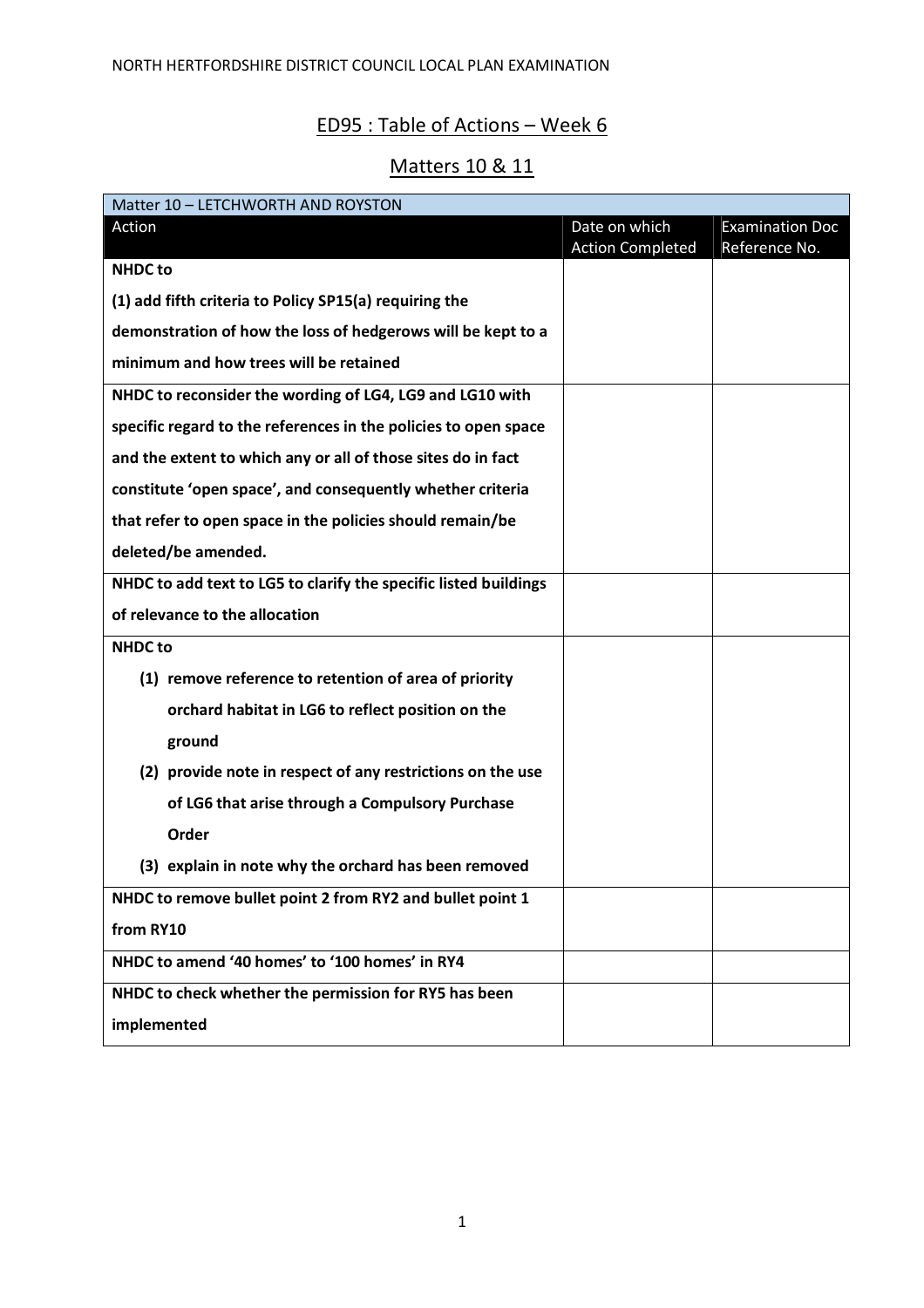NORTH HERTFORDSHIRE DISTRICT COUNCIL LOCAL PLAN EXAMINATION

# ED95 : Table of Actions – Week 6

## Matters 10 & 11

| Matter 10 – LETCHWORTH AND ROYSTON | | |
|---|---|---|
| Action | Date on which Action Completed | Examination Doc Reference No. |
| **NHDC to**<br>**(1) add fifth criteria to Policy SP15(a) requiring the demonstration of how the loss of hedgerows will be kept to a minimum and how trees will be retained** | | |
| **NHDC to reconsider the wording of LG4, LG9 and LG10 with specific regard to the references in the policies to open space and the extent to which any or all of those sites do in fact constitute 'open space', and consequently whether criteria that refer to open space in the policies should remain/be deleted/be amended.** | | |
| **NHDC to add text to LG5 to clarify the specific listed buildings of relevance to the allocation** | | |
| **NHDC to**<br>**(1) remove reference to retention of area of priority orchard habitat in LG6 to reflect position on the ground**<br>**(2) provide note in respect of any restrictions on the use of LG6 that arise through a Compulsory Purchase Order**<br>**(3) explain in note why the orchard has been removed** | | |
| **NHDC to remove bullet point 2 from RY2 and bullet point 1 from RY10** | | |
| **NHDC to amend '40 homes' to '100 homes' in RY4** | | |
| **NHDC to check whether the permission for RY5 has been implemented** | | |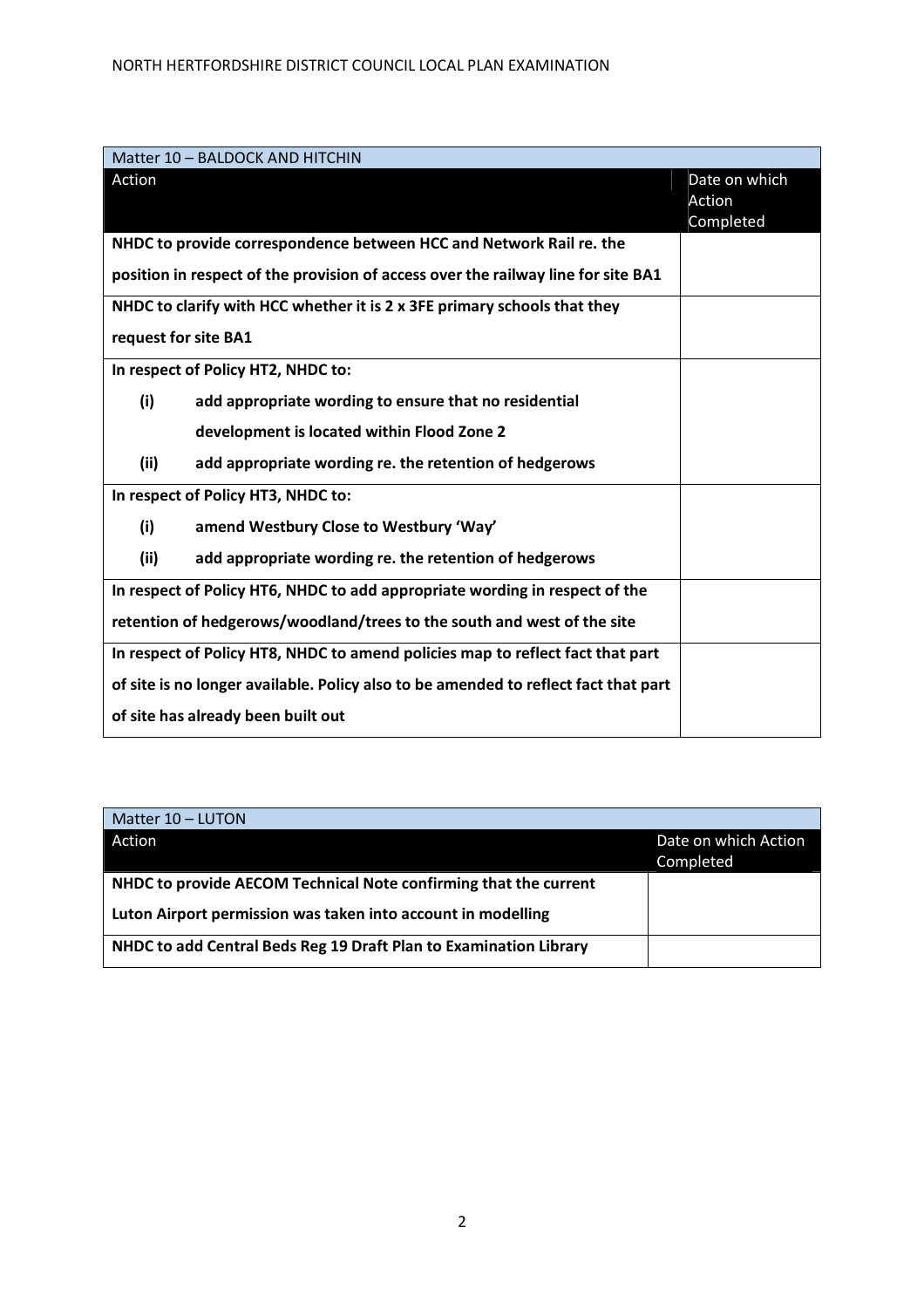| Matter 10 – BALDOCK AND HITCHIN | |
|---|---|
| **Action** | **Date on which Action Completed** |
| **NHDC to provide correspondence between HCC and Network Rail re. the position in respect of the provision of access over the railway line for site BA1** | |
| **NHDC to clarify with HCC whether it is 2 x 3FE primary schools that they request for site BA1** | |
| **In respect of Policy HT2, NHDC to:**<br>**(i) add appropriate wording to ensure that no residential development is located within Flood Zone 2**<br>**(ii) add appropriate wording re. the retention of hedgerows** | |
| **In respect of Policy HT3, NHDC to:**<br>**(i) amend Westbury Close to Westbury 'Way'**<br>**(ii) add appropriate wording re. the retention of hedgerows** | |
| **In respect of Policy HT6, NHDC to add appropriate wording in respect of the retention of hedgerows/woodland/trees to the south and west of the site** | |
| **In respect of Policy HT8, NHDC to amend policies map to reflect fact that part of site is no longer available. Policy also to be amended to reflect fact that part of site has already been built out** | |

| Matter 10 – LUTON | |
|---|---|
| **Action** | **Date on which Action Completed** |
| **NHDC to provide AECOM Technical Note confirming that the current Luton Airport permission was taken into account in modelling** | |
| **NHDC to add Central Beds Reg 19 Draft Plan to Examination Library** | |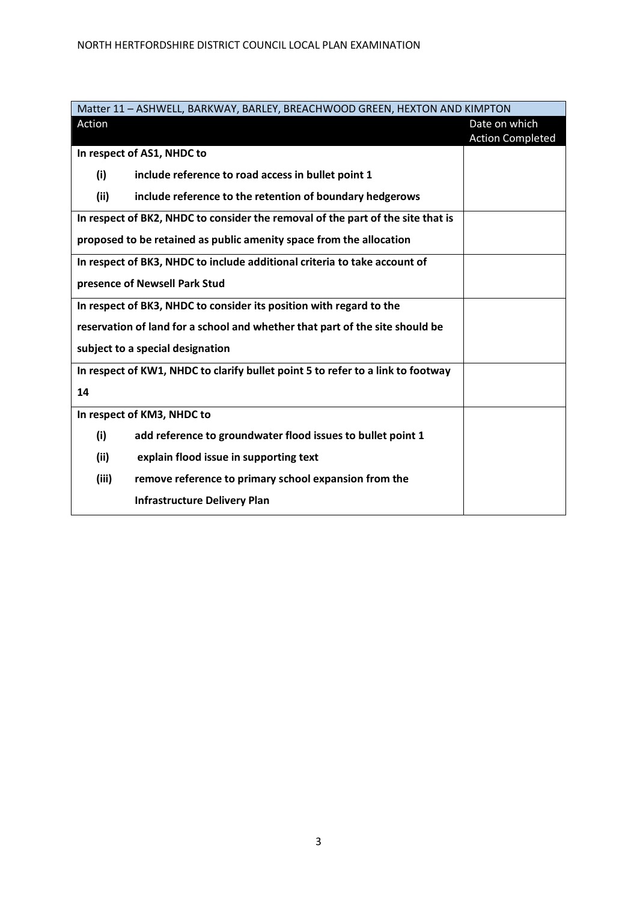| Matter 11 – ASHWELL, BARKWAY, BARLEY, BREACHWOOD GREEN, HEXTON AND KIMPTON | |
|---|---|
| Action | Date on which Action Completed |
| **In respect of AS1, NHDC to**<br>**(i) include reference to road access in bullet point 1**<br>**(ii) include reference to the retention of boundary hedgerows** | |
| **In respect of BK2, NHDC to consider the removal of the part of the site that is proposed to be retained as public amenity space from the allocation** | |
| **In respect of BK3, NHDC to include additional criteria to take account of presence of Newsell Park Stud** | |
| **In respect of BK3, NHDC to consider its position with regard to the reservation of land for a school and whether that part of the site should be subject to a special designation** | |
| **In respect of KW1, NHDC to clarify bullet point 5 to refer to a link to footway 14** | |
| **In respect of KM3, NHDC to**<br>**(i) add reference to groundwater flood issues to bullet point 1**<br>**(ii) explain flood issue in supporting text**<br>**(iii) remove reference to primary school expansion from the Infrastructure Delivery Plan** | |